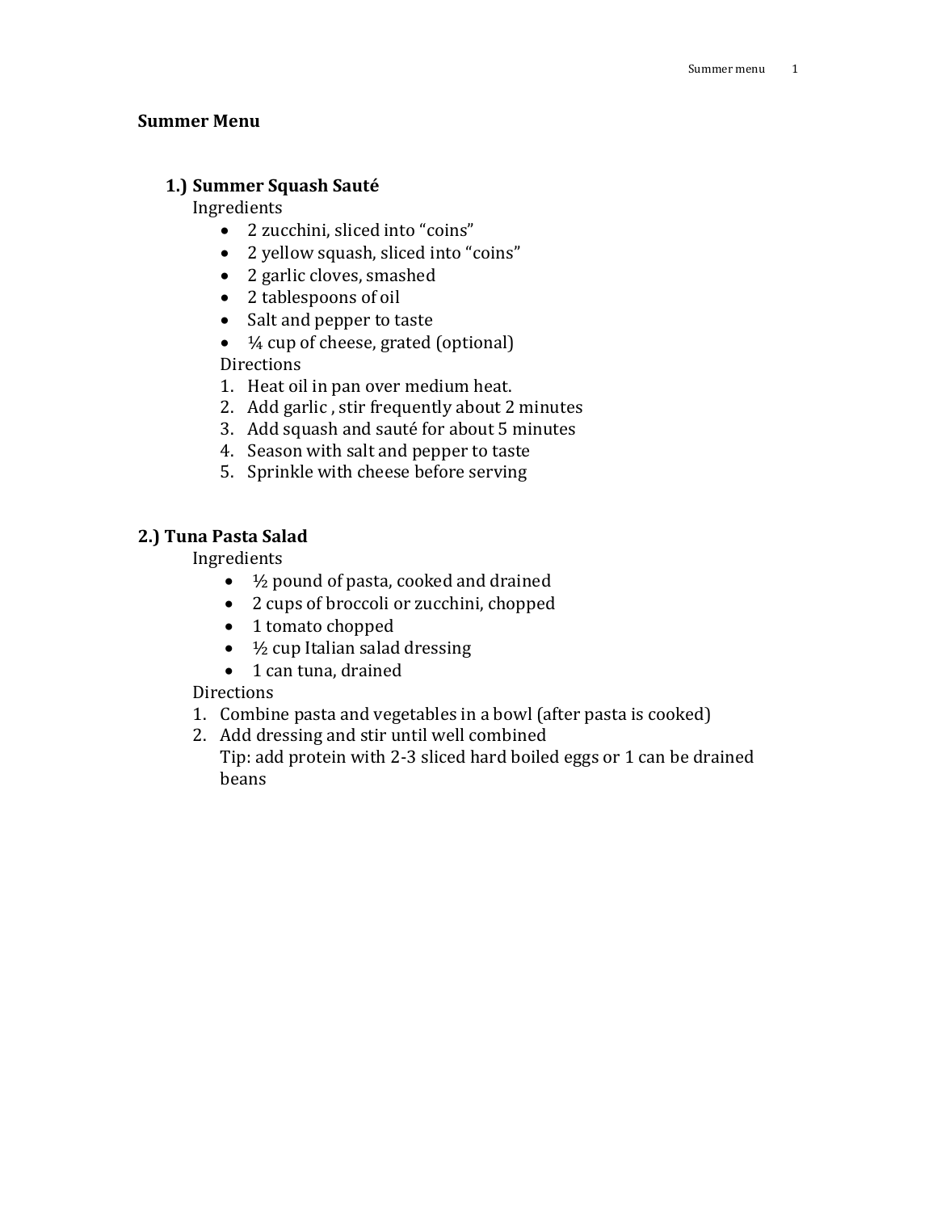# Summer Menu

## 1.) Summer Squash Sauté

Ingredients

- 2 zucchini, sliced into "coins"
- 2 yellow squash, sliced into "coins"
- 2 garlic cloves, smashed
- 2 tablespoons of oil
- Salt and pepper to taste
- ¼ cup of cheese, grated (optional)

Directions

1. Heat oil in pan over medium heat.
2. Add garlic , stir frequently about 2 minutes
3. Add squash and sauté for about 5 minutes
4. Season with salt and pepper to taste
5. Sprinkle with cheese before serving

## 2.) Tuna Pasta Salad

Ingredients

- ½ pound of pasta, cooked and drained
- 2 cups of broccoli or zucchini, chopped
- 1 tomato chopped
- ½ cup Italian salad dressing
- 1 can tuna, drained

Directions

1. Combine pasta and vegetables in a bowl (after pasta is cooked)
2. Add dressing and stir until well combined
   Tip: add protein with 2-3 sliced hard boiled eggs or 1 can be drained beans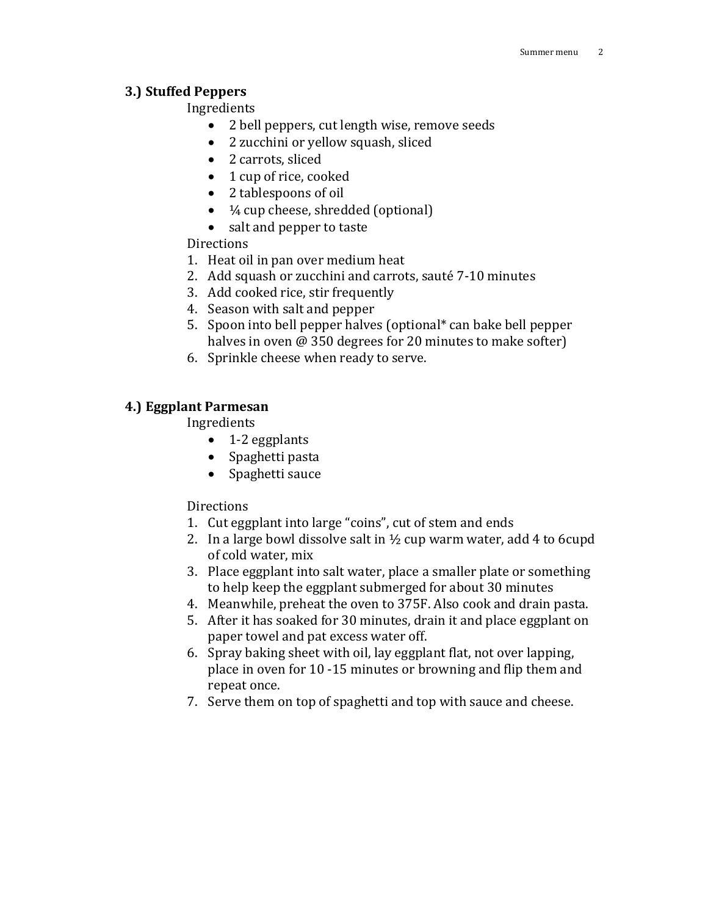### 3.) Stuffed Peppers

Ingredients

- 2 bell peppers, cut length wise, remove seeds
- 2 zucchini or yellow squash, sliced
- 2 carrots, sliced
- 1 cup of rice, cooked
- 2 tablespoons of oil
- ¼ cup cheese, shredded (optional)
- salt and pepper to taste

Directions

1. Heat oil in pan over medium heat
2. Add squash or zucchini and carrots, sauté 7-10 minutes
3. Add cooked rice, stir frequently
4. Season with salt and pepper
5. Spoon into bell pepper halves (optional* can bake bell pepper halves in oven @ 350 degrees for 20 minutes to make softer)
6. Sprinkle cheese when ready to serve.

### 4.) Eggplant Parmesan

Ingredients

- 1-2 eggplants
- Spaghetti pasta
- Spaghetti sauce

Directions

1. Cut eggplant into large "coins", cut of stem and ends
2. In a large bowl dissolve salt in ½ cup warm water, add 4 to 6cupd of cold water, mix
3. Place eggplant into salt water, place a smaller plate or something to help keep the eggplant submerged for about 30 minutes
4. Meanwhile, preheat the oven to 375F. Also cook and drain pasta.
5. After it has soaked for 30 minutes, drain it and place eggplant on paper towel and pat excess water off.
6. Spray baking sheet with oil, lay eggplant flat, not over lapping, place in oven for 10 -15 minutes or browning and flip them and repeat once.
7. Serve them on top of spaghetti and top with sauce and cheese.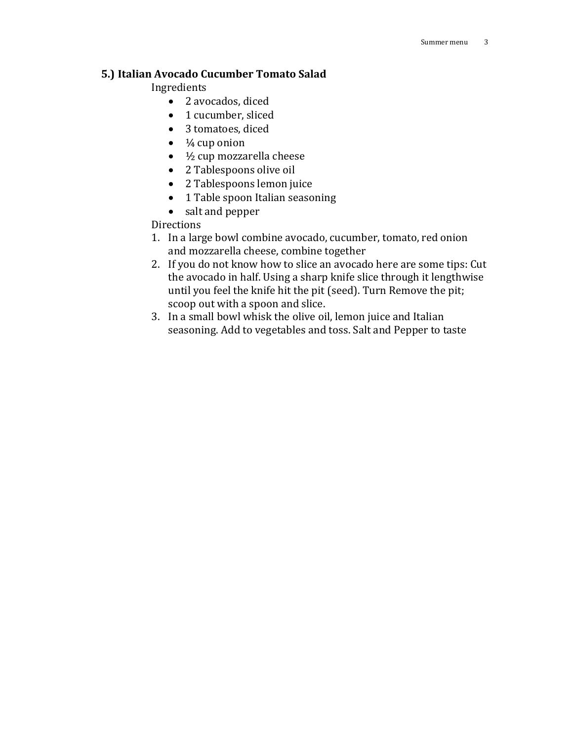## 5.) Italian Avocado Cucumber Tomato Salad

Ingredients

- 2 avocados, diced
- 1 cucumber, sliced
- 3 tomatoes, diced
- ¼ cup onion
- ½ cup mozzarella cheese
- 2 Tablespoons olive oil
- 2 Tablespoons lemon juice
- 1 Table spoon Italian seasoning
- salt and pepper

Directions

1. In a large bowl combine avocado, cucumber, tomato, red onion and mozzarella cheese, combine together
2. If you do not know how to slice an avocado here are some tips: Cut the avocado in half. Using a sharp knife slice through it lengthwise until you feel the knife hit the pit (seed). Turn Remove the pit; scoop out with a spoon and slice.
3. In a small bowl whisk the olive oil, lemon juice and Italian seasoning. Add to vegetables and toss. Salt and Pepper to taste